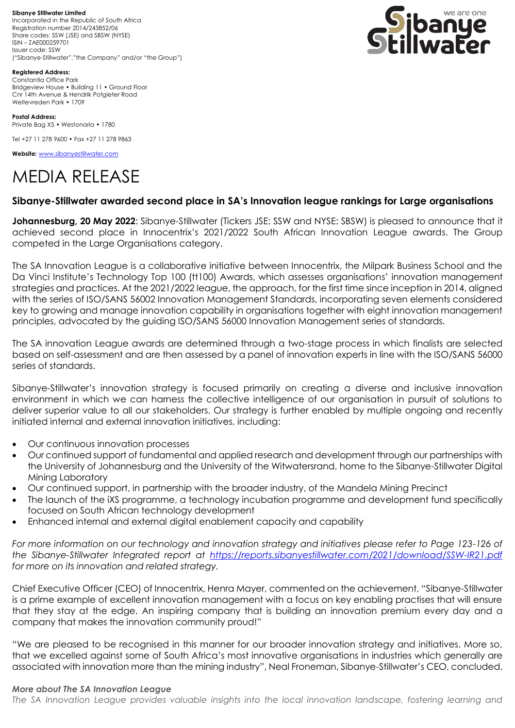**Sibanye Stillwater Limited**
Incorporated in the Republic of South Africa
Registration number 2014/243852/06
Share codes: SSW (JSE) and SBSW (NYSE)
ISIN – ZAE000259701
Issuer code: SSW
("Sibanye-Stillwater","the Company" and/or "the Group")

**Registered Address:**
Constantia Office Park
Bridgeview House • Building 11 • Ground Floor
Cnr 14th Avenue & Hendrik Potgieter Road
Weltevreden Park • 1709

**Postal Address:**
Private Bag X5 • Westonaria • 1780

Tel +27 11 278 9600 • Fax +27 11 278 9863

**Website:** www.sibanyestillwater.com

# MEDIA RELEASE

## Sibanye-Stillwater awarded second place in SA's Innovation league rankings for Large organisations

**Johannesburg, 20 May 2022**: Sibanye-Stillwater (Tickers JSE: SSW and NYSE: SBSW) is pleased to announce that it achieved second place in Innocentrix's 2021/2022 South African Innovation League awards. The Group competed in the Large Organisations category.

The SA Innovation League is a collaborative initiative between Innocentrix, the Milpark Business School and the Da Vinci Institute's Technology Top 100 (tt100) Awards, which assesses organisations' innovation management strategies and practices. At the 2021/2022 league, the approach, for the first time since inception in 2014, aligned with the series of ISO/SANS 56002 Innovation Management Standards, incorporating seven elements considered key to growing and manage innovation capability in organisations together with eight innovation management principles, advocated by the guiding ISO/SANS 56000 Innovation Management series of standards.

The SA innovation League awards are determined through a two-stage process in which finalists are selected based on self-assessment and are then assessed by a panel of innovation experts in line with the ISO/SANS 56000 series of standards.

Sibanye-Stillwater's innovation strategy is focused primarily on creating a diverse and inclusive innovation environment in which we can harness the collective intelligence of our organisation in pursuit of solutions to deliver superior value to all our stakeholders. Our strategy is further enabled by multiple ongoing and recently initiated internal and external innovation initiatives, including:

- Our continuous innovation processes
- Our continued support of fundamental and applied research and development through our partnerships with the University of Johannesburg and the University of the Witwatersrand, home to the Sibanye-Stillwater Digital Mining Laboratory
- Our continued support, in partnership with the broader industry, of the Mandela Mining Precinct
- The launch of the iXS programme, a technology incubation programme and development fund specifically focused on South African technology development
- Enhanced internal and external digital enablement capacity and capability

*For more information on our technology and innovation strategy and initiatives please refer to Page 123-126 of the Sibanye-Stillwater Integrated report at https://reports.sibanyestillwater.com/2021/download/SSW-IR21.pdf for more on its innovation and related strategy.*

Chief Executive Officer (CEO) of Innocentrix, Henra Mayer, commented on the achievement, "Sibanye-Stillwater is a prime example of excellent innovation management with a focus on key enabling practises that will ensure that they stay at the edge. An inspiring company that is building an innovation premium every day and a company that makes the innovation community proud!"

"We are pleased to be recognised in this manner for our broader innovation strategy and initiatives. More so, that we excelled against some of South Africa's most innovative organisations in industries which generally are associated with innovation more than the mining industry", Neal Froneman, Sibanye-Stillwater's CEO, concluded.

***More about The SA Innovation League***

*The SA Innovation League provides valuable insights into the local innovation landscape, fostering learning and*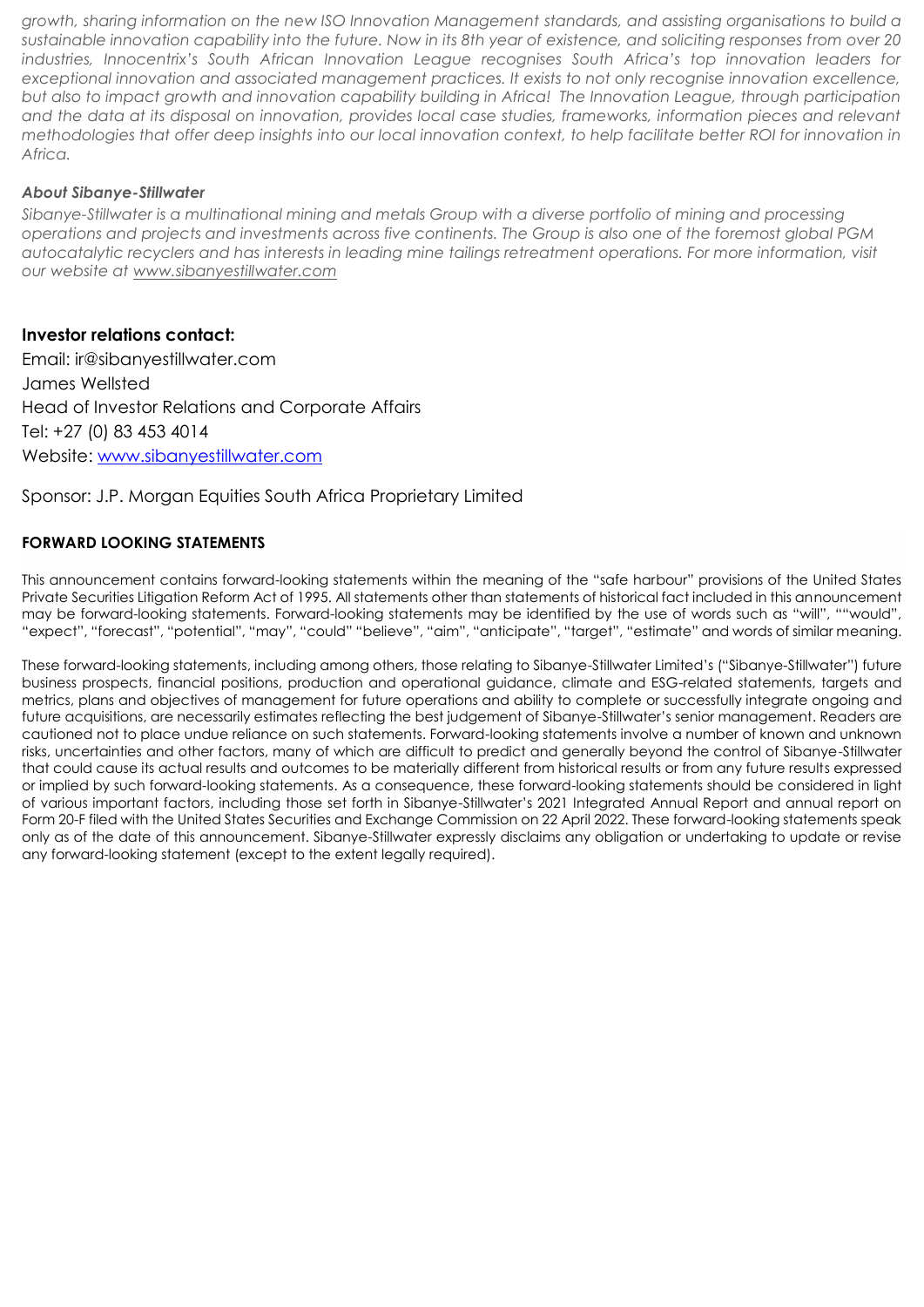*growth, sharing information on the new ISO Innovation Management standards, and assisting organisations to build a sustainable innovation capability into the future. Now in its 8th year of existence, and soliciting responses from over 20 industries, Innocentrix's South African Innovation League recognises South Africa's top innovation leaders for exceptional innovation and associated management practices. It exists to not only recognise innovation excellence, but also to impact growth and innovation capability building in Africa! The Innovation League, through participation and the data at its disposal on innovation, provides local case studies, frameworks, information pieces and relevant methodologies that offer deep insights into our local innovation context, to help facilitate better ROI for innovation in Africa.*

***About Sibanye-Stillwater***

*Sibanye-Stillwater is a multinational mining and metals Group with a diverse portfolio of mining and processing operations and projects and investments across five continents. The Group is also one of the foremost global PGM autocatalytic recyclers and has interests in leading mine tailings retreatment operations. For more information, visit our website at www.sibanyestillwater.com*

**Investor relations contact:**

Email: ir@sibanyestillwater.com
James Wellsted
Head of Investor Relations and Corporate Affairs
Tel: +27 (0) 83 453 4014
Website: www.sibanyestillwater.com

Sponsor: J.P. Morgan Equities South Africa Proprietary Limited

**FORWARD LOOKING STATEMENTS**

This announcement contains forward-looking statements within the meaning of the "safe harbour" provisions of the United States Private Securities Litigation Reform Act of 1995. All statements other than statements of historical fact included in this announcement may be forward-looking statements. Forward-looking statements may be identified by the use of words such as "will", ""would", "expect", "forecast", "potential", "may", "could" "believe", "aim", "anticipate", "target", "estimate" and words of similar meaning.

These forward-looking statements, including among others, those relating to Sibanye-Stillwater Limited's ("Sibanye-Stillwater") future business prospects, financial positions, production and operational guidance, climate and ESG-related statements, targets and metrics, plans and objectives of management for future operations and ability to complete or successfully integrate ongoing and future acquisitions, are necessarily estimates reflecting the best judgement of Sibanye-Stillwater's senior management. Readers are cautioned not to place undue reliance on such statements. Forward-looking statements involve a number of known and unknown risks, uncertainties and other factors, many of which are difficult to predict and generally beyond the control of Sibanye-Stillwater that could cause its actual results and outcomes to be materially different from historical results or from any future results expressed or implied by such forward-looking statements. As a consequence, these forward-looking statements should be considered in light of various important factors, including those set forth in Sibanye-Stillwater's 2021 Integrated Annual Report and annual report on Form 20-F filed with the United States Securities and Exchange Commission on 22 April 2022. These forward-looking statements speak only as of the date of this announcement. Sibanye-Stillwater expressly disclaims any obligation or undertaking to update or revise any forward-looking statement (except to the extent legally required).